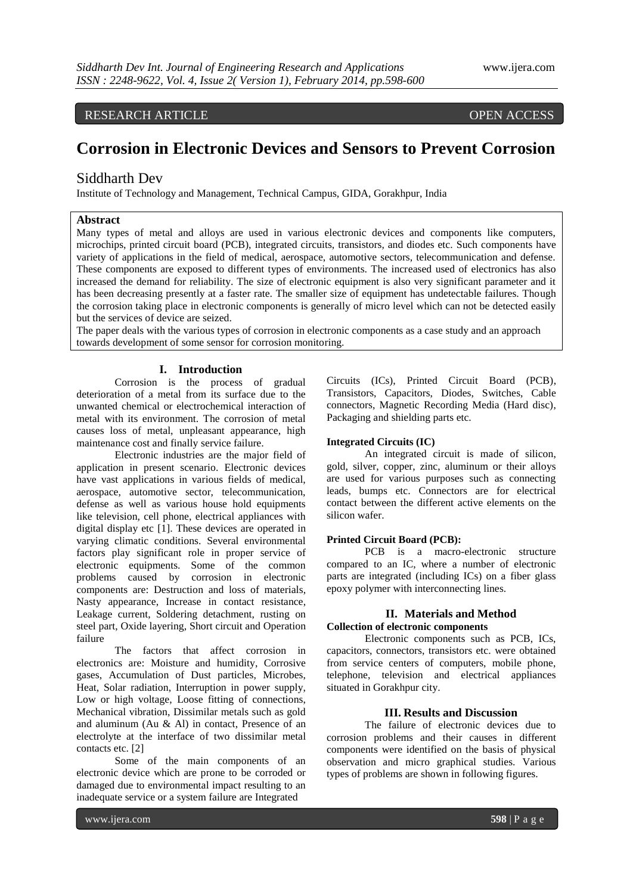RESEARCH ARTICLE OPEN ACCESS

# Corrosion in Electronic Devices and Sensors to Prevent Corrosion

Siddharth Dev

Institute of Technology and Management, Technical Campus, GIDA, Gorakhpur, India

## Abstract

Many types of metal and alloys are used in various electronic devices and components like computers, microchips, printed circuit board (PCB), integrated circuits, transistors, and diodes etc. Such components have variety of applications in the field of medical, aerospace, automotive sectors, telecommunication and defense. These components are exposed to different types of environments. The increased used of electronics has also increased the demand for reliability. The size of electronic equipment is also very significant parameter and it has been decreasing presently at a faster rate. The smaller size of equipment has undetectable failures. Though the corrosion taking place in electronic components is generally of micro level which can not be detected easily but the services of device are seized.

The paper deals with the various types of corrosion in electronic components as a case study and an approach towards development of some sensor for corrosion monitoring.

## I. Introduction

Corrosion is the process of gradual deterioration of a metal from its surface due to the unwanted chemical or electrochemical interaction of metal with its environment. The corrosion of metal causes loss of metal, unpleasant appearance, high maintenance cost and finally service failure.

Electronic industries are the major field of application in present scenario. Electronic devices have vast applications in various fields of medical, aerospace, automotive sector, telecommunication, defense as well as various house hold equipments like television, cell phone, electrical appliances with digital display etc [1]. These devices are operated in varying climatic conditions. Several environmental factors play significant role in proper service of electronic equipments. Some of the common problems caused by corrosion in electronic components are: Destruction and loss of materials, Nasty appearance, Increase in contact resistance, Leakage current, Soldering detachment, rusting on steel part, Oxide layering, Short circuit and Operation failure

The factors that affect corrosion in electronics are: Moisture and humidity, Corrosive gases, Accumulation of Dust particles, Microbes, Heat, Solar radiation, Interruption in power supply, Low or high voltage, Loose fitting of connections, Mechanical vibration, Dissimilar metals such as gold and aluminum (Au & Al) in contact, Presence of an electrolyte at the interface of two dissimilar metal contacts etc. [2]

Some of the main components of an electronic device which are prone to be corroded or damaged due to environmental impact resulting to an inadequate service or a system failure are Integrated Circuits (ICs), Printed Circuit Board (PCB), Transistors, Capacitors, Diodes, Switches, Cable connectors, Magnetic Recording Media (Hard disc), Packaging and shielding parts etc.

**Integrated Circuits (IC)**

An integrated circuit is made of silicon, gold, silver, copper, zinc, aluminum or their alloys are used for various purposes such as connecting leads, bumps etc. Connectors are for electrical contact between the different active elements on the silicon wafer.

**Printed Circuit Board (PCB):**

PCB is a macro-electronic structure compared to an IC, where a number of electronic parts are integrated (including ICs) on a fiber glass epoxy polymer with interconnecting lines.

## II. Materials and Method

**Collection of electronic components**

Electronic components such as PCB, ICs, capacitors, connectors, transistors etc. were obtained from service centers of computers, mobile phone, telephone, television and electrical appliances situated in Gorakhpur city.

## III. Results and Discussion

The failure of electronic devices due to corrosion problems and their causes in different components were identified on the basis of physical observation and micro graphical studies. Various types of problems are shown in following figures.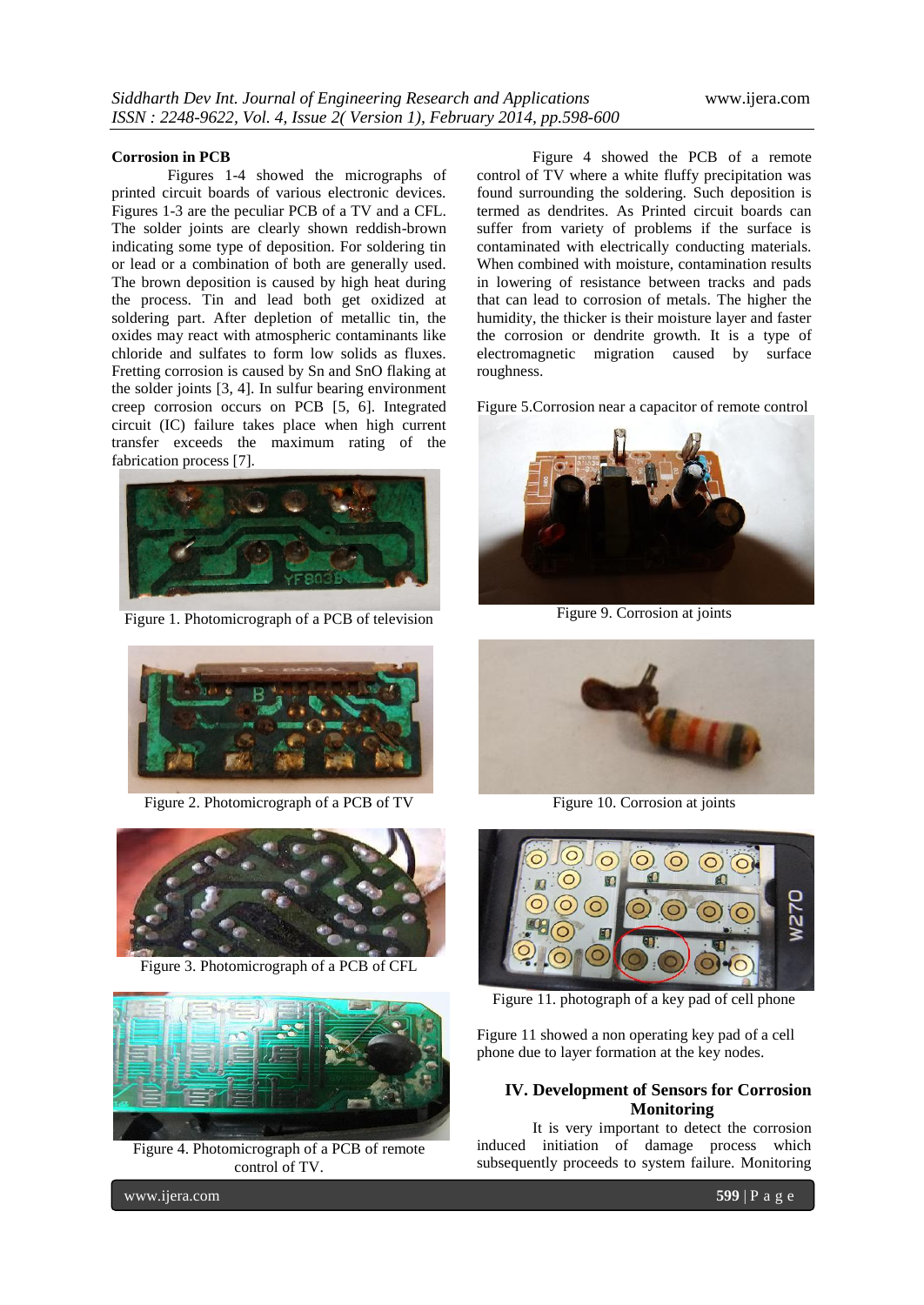**Corrosion in PCB**

Figures 1-4 showed the micrographs of printed circuit boards of various electronic devices. Figures 1-3 are the peculiar PCB of a TV and a CFL. The solder joints are clearly shown reddish-brown indicating some type of deposition. For soldering tin or lead or a combination of both are generally used. The brown deposition is caused by high heat during the process. Tin and lead both get oxidized at soldering part. After depletion of metallic tin, the oxides may react with atmospheric contaminants like chloride and sulfates to form low solids as fluxes. Fretting corrosion is caused by Sn and SnO flaking at the solder joints [3, 4]. In sulfur bearing environment creep corrosion occurs on PCB [5, 6]. Integrated circuit (IC) failure takes place when high current transfer exceeds the maximum rating of the fabrication process [7].

Figure 1. Photomicrograph of a PCB of television

Figure 2. Photomicrograph of a PCB of TV

Figure 3. Photomicrograph of a PCB of CFL

Figure 4. Photomicrograph of a PCB of remote control of TV.

Figure 4 showed the PCB of a remote control of TV where a white fluffy precipitation was found surrounding the soldering. Such deposition is termed as dendrites. As Printed circuit boards can suffer from variety of problems if the surface is contaminated with electrically conducting materials. When combined with moisture, contamination results in lowering of resistance between tracks and pads that can lead to corrosion of metals. The higher the humidity, the thicker is their moisture layer and faster the corrosion or dendrite growth. It is a type of electromagnetic migration caused by surface roughness.

Figure 5.Corrosion near a capacitor of remote control

Figure 9. Corrosion at joints

Figure 10. Corrosion at joints

Figure 11. photograph of a key pad of cell phone

Figure 11 showed a non operating key pad of a cell phone due to layer formation at the key nodes.

## IV. Development of Sensors for Corrosion Monitoring

It is very important to detect the corrosion induced initiation of damage process which subsequently proceeds to system failure. Monitoring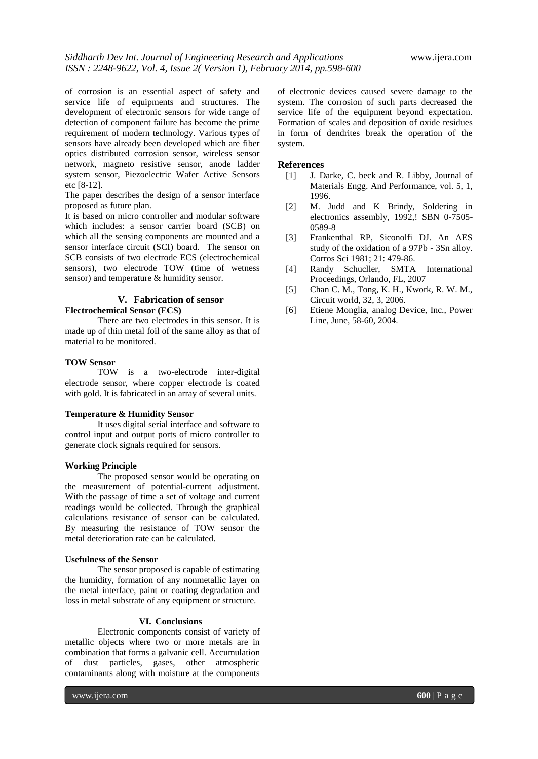of corrosion is an essential aspect of safety and service life of equipments and structures. The development of electronic sensors for wide range of detection of component failure has become the prime requirement of modern technology. Various types of sensors have already been developed which are fiber optics distributed corrosion sensor, wireless sensor network, magneto resistive sensor, anode ladder system sensor, Piezoelectric Wafer Active Sensors etc [8-12].

The paper describes the design of a sensor interface proposed as future plan.

It is based on micro controller and modular software which includes: a sensor carrier board (SCB) on which all the sensing components are mounted and a sensor interface circuit (SCI) board. The sensor on SCB consists of two electrode ECS (electrochemical sensors), two electrode TOW (time of wetness sensor) and temperature & humidity sensor.

## V. Fabrication of sensor

**Electrochemical Sensor (ECS)**

There are two electrodes in this sensor. It is made up of thin metal foil of the same alloy as that of material to be monitored.

**TOW Sensor**

TOW is a two-electrode inter-digital electrode sensor, where copper electrode is coated with gold. It is fabricated in an array of several units.

**Temperature & Humidity Sensor**

It uses digital serial interface and software to control input and output ports of micro controller to generate clock signals required for sensors.

**Working Principle**

The proposed sensor would be operating on the measurement of potential-current adjustment. With the passage of time a set of voltage and current readings would be collected. Through the graphical calculations resistance of sensor can be calculated. By measuring the resistance of TOW sensor the metal deterioration rate can be calculated.

**Usefulness of the Sensor**

The sensor proposed is capable of estimating the humidity, formation of any nonmetallic layer on the metal interface, paint or coating degradation and loss in metal substrate of any equipment or structure.

## VI. Conclusions

Electronic components consist of variety of metallic objects where two or more metals are in combination that forms a galvanic cell. Accumulation of dust particles, gases, other atmospheric contaminants along with moisture at the components of electronic devices caused severe damage to the system. The corrosion of such parts decreased the service life of the equipment beyond expectation. Formation of scales and deposition of oxide residues in form of dendrites break the operation of the system.

## References

[1] J. Darke, C. beck and R. Libby, Journal of Materials Engg. And Performance, vol. 5, 1, 1996.

[2] M. Judd and K Brindy, Soldering in electronics assembly, 1992,! SBN 0-7505-0589-8

[3] Frankenthal RP, Siconolfi DJ. An AES study of the oxidation of a 97Pb - 3Sn alloy. Corros Sci 1981; 21: 479-86.

[4] Randy Schucller, SMTA International Proceedings, Orlando, FL, 2007

[5] Chan C. M., Tong, K. H., Kwork, R. W. M., Circuit world, 32, 3, 2006.

[6] Etiene Monglia, analog Device, Inc., Power Line, June, 58-60, 2004.